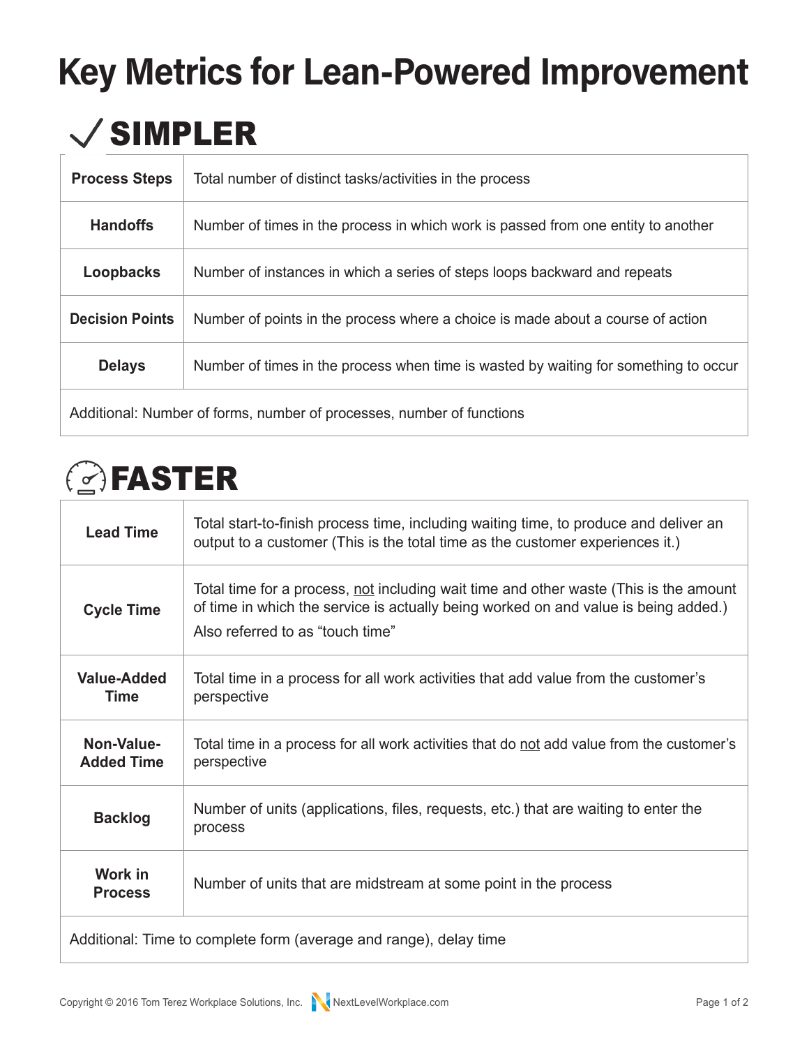# Key Metrics for Lean-Powered Improvement

## SIMPLER

| | |
|---|---|
| **Process Steps** | Total number of distinct tasks/activities in the process |
| **Handoffs** | Number of times in the process in which work is passed from one entity to another |
| **Loopbacks** | Number of instances in which a series of steps loops backward and repeats |
| **Decision Points** | Number of points in the process where a choice is made about a course of action |
| **Delays** | Number of times in the process when time is wasted by waiting for something to occur |
| Additional: Number of forms, number of processes, number of functions | |

## FASTER

| | |
|---|---|
| **Lead Time** | Total start-to-finish process time, including waiting time, to produce and deliver an output to a customer (This is the total time as the customer experiences it.) |
| **Cycle Time** | Total time for a process, not including wait time and other waste (This is the amount of time in which the service is actually being worked on and value is being added.) Also referred to as "touch time" |
| **Value-Added Time** | Total time in a process for all work activities that add value from the customer's perspective |
| **Non-Value-Added Time** | Total time in a process for all work activities that do not add value from the customer's perspective |
| **Backlog** | Number of units (applications, files, requests, etc.) that are waiting to enter the process |
| **Work in Process** | Number of units that are midstream at some point in the process |
| Additional: Time to complete form (average and range), delay time | |

Copyright © 2016 Tom Terez Workplace Solutions, Inc. NextLevelWorkplace.com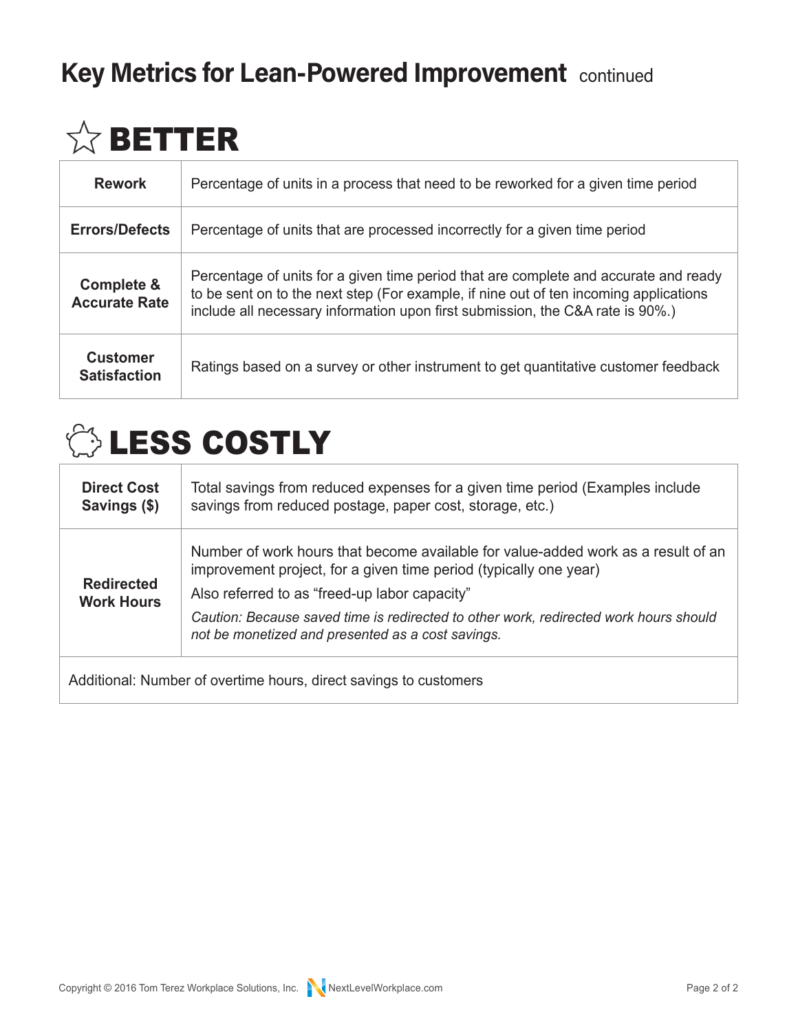# Key Metrics for Lean-Powered Improvement continued

## BETTER

| | |
|---|---|
| **Rework** | Percentage of units in a process that need to be reworked for a given time period |
| **Errors/Defects** | Percentage of units that are processed incorrectly for a given time period |
| **Complete & Accurate Rate** | Percentage of units for a given time period that are complete and accurate and ready to be sent on to the next step (For example, if nine out of ten incoming applications include all necessary information upon first submission, the C&A rate is 90%.) |
| **Customer Satisfaction** | Ratings based on a survey or other instrument to get quantitative customer feedback |

## LESS COSTLY

| | |
|---|---|
| **Direct Cost Savings ($)** | Total savings from reduced expenses for a given time period (Examples include savings from reduced postage, paper cost, storage, etc.) |
| **Redirected Work Hours** | Number of work hours that become available for value-added work as a result of an improvement project, for a given time period (typically one year)<br>Also referred to as "freed-up labor capacity"<br>*Caution: Because saved time is redirected to other work, redirected work hours should not be monetized and presented as a cost savings.* |
| Additional: Number of overtime hours, direct savings to customers | |

Copyright © 2016 Tom Terez Workplace Solutions, Inc. NextLevelWorkplace.com